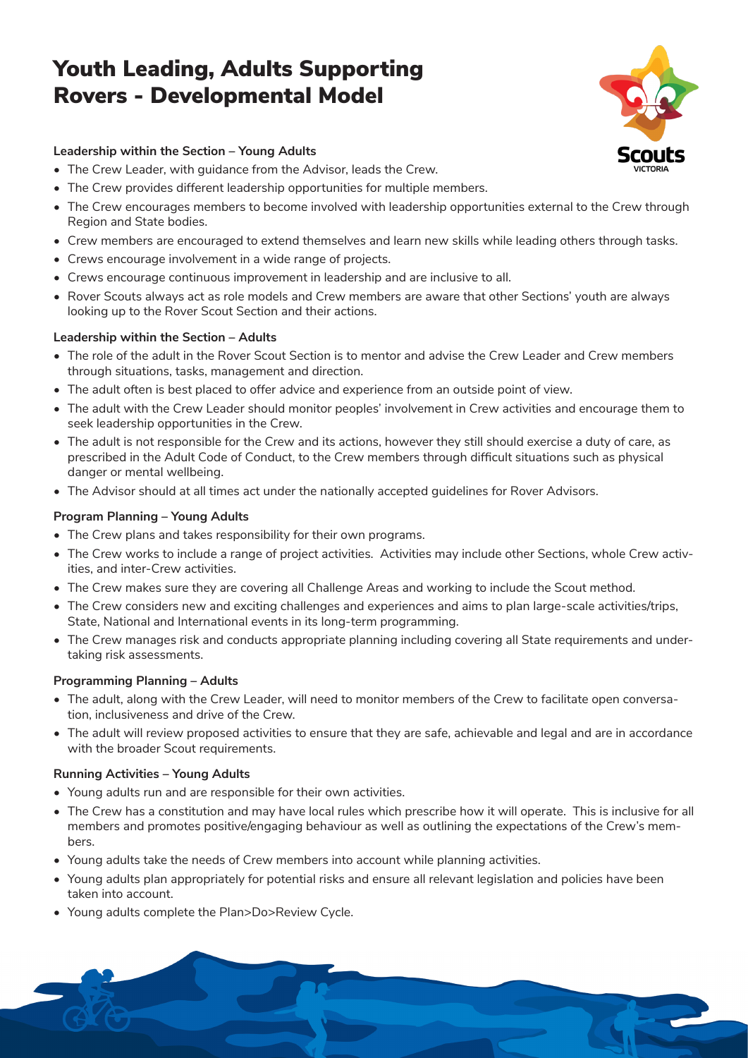# Youth Leading, Adults Supporting Rovers - Developmental Model

**Leadership within the Section – Young Adults**

- The Crew Leader, with guidance from the Advisor, leads the Crew.
- The Crew provides different leadership opportunities for multiple members.
- The Crew encourages members to become involved with leadership opportunities external to the Crew through Region and State bodies.
- Crew members are encouraged to extend themselves and learn new skills while leading others through tasks.
- Crews encourage involvement in a wide range of projects.
- Crews encourage continuous improvement in leadership and are inclusive to all.
- Rover Scouts always act as role models and Crew members are aware that other Sections' youth are always looking up to the Rover Scout Section and their actions.

**Leadership within the Section – Adults**

- The role of the adult in the Rover Scout Section is to mentor and advise the Crew Leader and Crew members through situations, tasks, management and direction.
- The adult often is best placed to offer advice and experience from an outside point of view.
- The adult with the Crew Leader should monitor peoples' involvement in Crew activities and encourage them to seek leadership opportunities in the Crew.
- The adult is not responsible for the Crew and its actions, however they still should exercise a duty of care, as prescribed in the Adult Code of Conduct, to the Crew members through difficult situations such as physical danger or mental wellbeing.
- The Advisor should at all times act under the nationally accepted guidelines for Rover Advisors.

**Program Planning – Young Adults**

- The Crew plans and takes responsibility for their own programs.
- The Crew works to include a range of project activities. Activities may include other Sections, whole Crew activities, and inter-Crew activities.
- The Crew makes sure they are covering all Challenge Areas and working to include the Scout method.
- The Crew considers new and exciting challenges and experiences and aims to plan large-scale activities/trips, State, National and International events in its long-term programming.
- The Crew manages risk and conducts appropriate planning including covering all State requirements and undertaking risk assessments.

**Programming Planning – Adults**

- The adult, along with the Crew Leader, will need to monitor members of the Crew to facilitate open conversation, inclusiveness and drive of the Crew.
- The adult will review proposed activities to ensure that they are safe, achievable and legal and are in accordance with the broader Scout requirements.

**Running Activities – Young Adults**

- Young adults run and are responsible for their own activities.
- The Crew has a constitution and may have local rules which prescribe how it will operate. This is inclusive for all members and promotes positive/engaging behaviour as well as outlining the expectations of the Crew's members.
- Young adults take the needs of Crew members into account while planning activities.
- Young adults plan appropriately for potential risks and ensure all relevant legislation and policies have been taken into account.
- Young adults complete the Plan>Do>Review Cycle.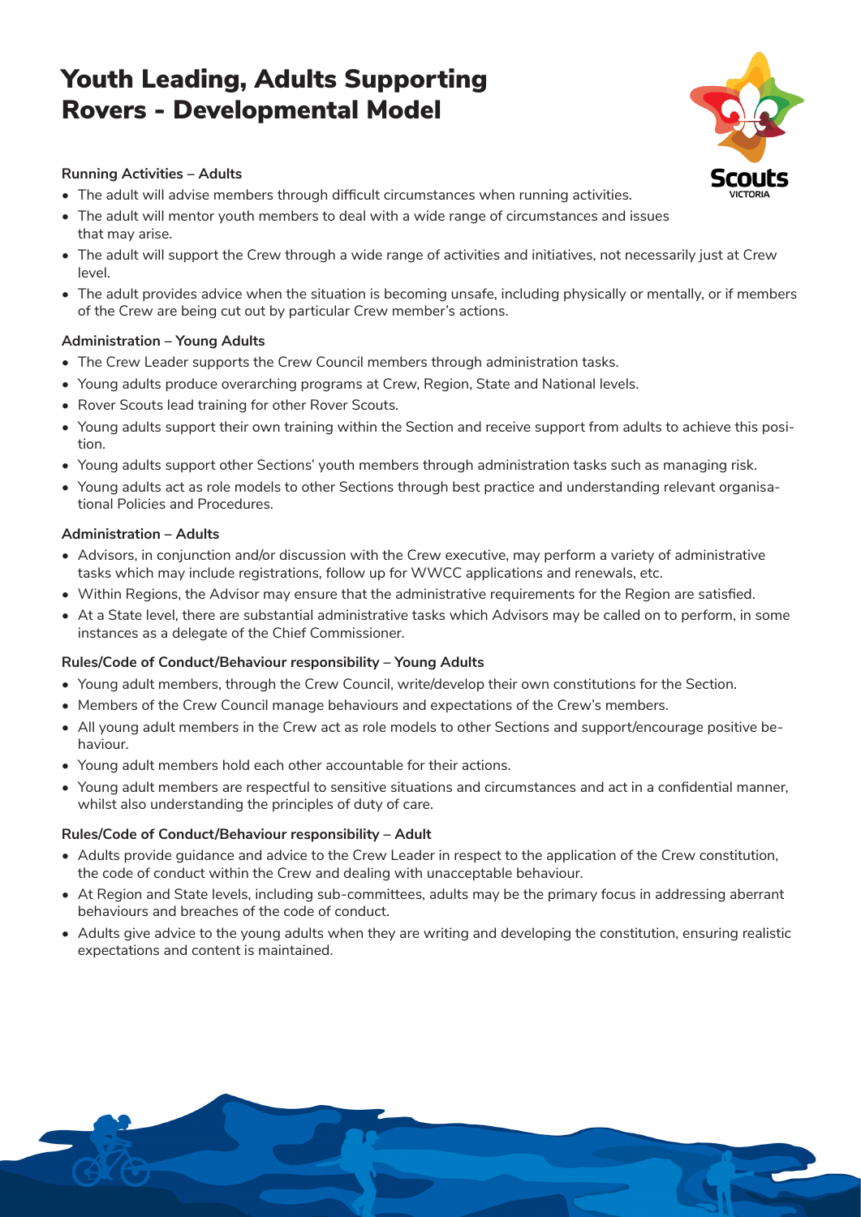# Youth Leading, Adults Supporting Rovers - Developmental Model

**Running Activities – Adults**

- The adult will advise members through difficult circumstances when running activities.
- The adult will mentor youth members to deal with a wide range of circumstances and issues that may arise.
- The adult will support the Crew through a wide range of activities and initiatives, not necessarily just at Crew level.
- The adult provides advice when the situation is becoming unsafe, including physically or mentally, or if members of the Crew are being cut out by particular Crew member's actions.

**Administration – Young Adults**

- The Crew Leader supports the Crew Council members through administration tasks.
- Young adults produce overarching programs at Crew, Region, State and National levels.
- Rover Scouts lead training for other Rover Scouts.
- Young adults support their own training within the Section and receive support from adults to achieve this position.
- Young adults support other Sections' youth members through administration tasks such as managing risk.
- Young adults act as role models to other Sections through best practice and understanding relevant organisational Policies and Procedures.

**Administration – Adults**

- Advisors, in conjunction and/or discussion with the Crew executive, may perform a variety of administrative tasks which may include registrations, follow up for WWCC applications and renewals, etc.
- Within Regions, the Advisor may ensure that the administrative requirements for the Region are satisfied.
- At a State level, there are substantial administrative tasks which Advisors may be called on to perform, in some instances as a delegate of the Chief Commissioner.

**Rules/Code of Conduct/Behaviour responsibility – Young Adults**

- Young adult members, through the Crew Council, write/develop their own constitutions for the Section.
- Members of the Crew Council manage behaviours and expectations of the Crew's members.
- All young adult members in the Crew act as role models to other Sections and support/encourage positive behaviour.
- Young adult members hold each other accountable for their actions.
- Young adult members are respectful to sensitive situations and circumstances and act in a confidential manner, whilst also understanding the principles of duty of care.

**Rules/Code of Conduct/Behaviour responsibility – Adult**

- Adults provide guidance and advice to the Crew Leader in respect to the application of the Crew constitution, the code of conduct within the Crew and dealing with unacceptable behaviour.
- At Region and State levels, including sub-committees, adults may be the primary focus in addressing aberrant behaviours and breaches of the code of conduct.
- Adults give advice to the young adults when they are writing and developing the constitution, ensuring realistic expectations and content is maintained.